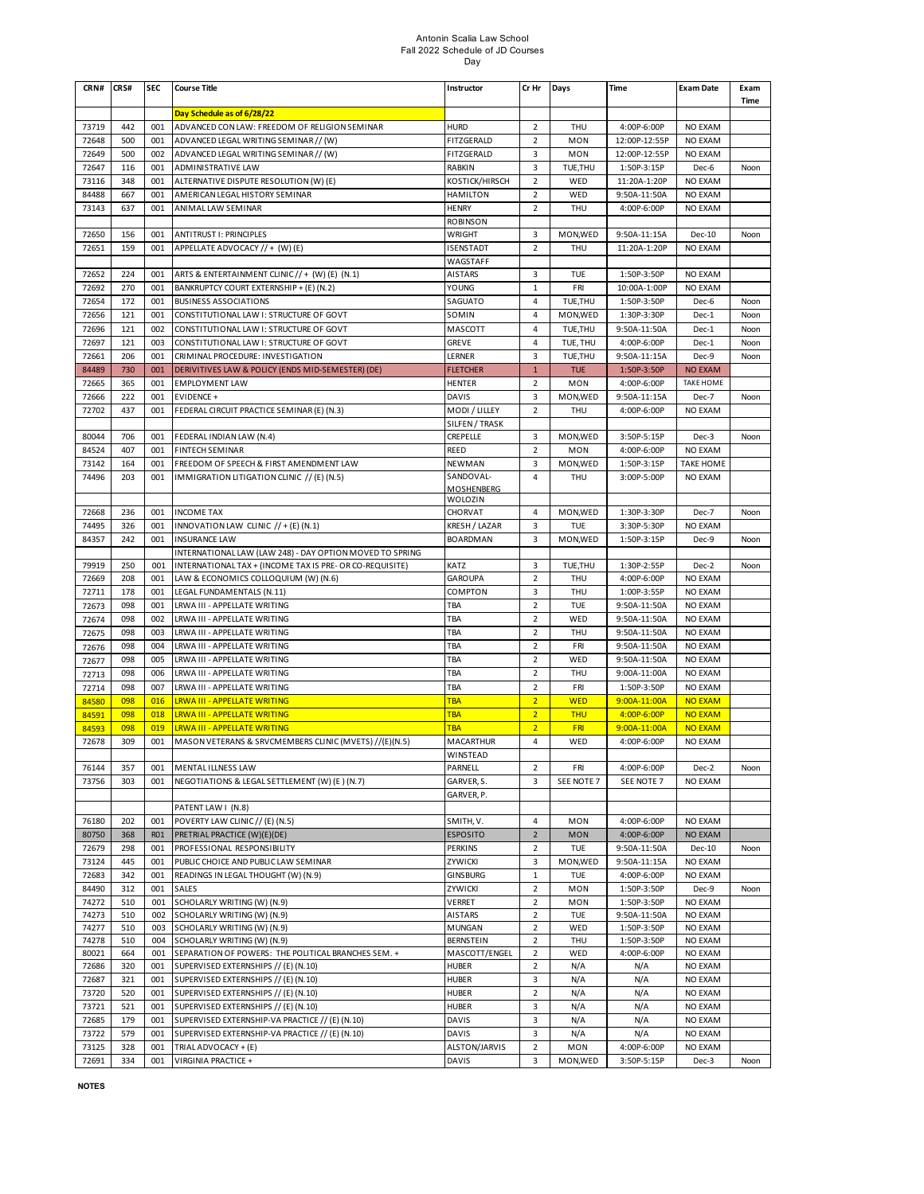Antonin Scalia Law School
Fall 2022 Schedule of JD Courses
Day

| CRN# | CRS# | SEC | Course Title | Instructor | Cr Hr | Days | Time | Exam Date | Exam Time |
|---|---|---|---|---|---|---|---|---|---|
| | | | Day Schedule as of 6/28/22 | | | | | | |
| 73719 | 442 | 001 | ADVANCED CON LAW: FREEDOM OF RELIGION SEMINAR | HURD | 2 | THU | 4:00P-6:00P | NO EXAM | |
| 72648 | 500 | 001 | ADVANCED LEGAL WRITING SEMINAR // (W) | FITZGERALD | 2 | MON | 12:00P-12:55P | NO EXAM | |
| 72649 | 500 | 002 | ADVANCED LEGAL WRITING SEMINAR // (W) | FITZGERALD | 3 | MON | 12:00P-12:55P | NO EXAM | |
| 72647 | 116 | 001 | ADMINISTRATIVE LAW | RABKIN | 3 | TUE,THU | 1:50P-3:15P | Dec-6 | Noon |
| 73116 | 348 | 001 | ALTERNATIVE DISPUTE RESOLUTION (W) (E) | KOSTICK/HIRSCH | 2 | WED | 11:20A-1:20P | NO EXAM | |
| 84488 | 667 | 001 | AMERICAN LEGAL HISTORY SEMINAR | HAMILTON | 2 | WED | 9:50A-11:50A | NO EXAM | |
| 73143 | 637 | 001 | ANIMAL LAW SEMINAR | HENRY | 2 | THU | 4:00P-6:00P | NO EXAM | |
| | | | | ROBINSON | | | | | |
| 72650 | 156 | 001 | ANTITRUST I: PRINCIPLES | WRIGHT | 3 | MON,WED | 9:50A-11:15A | Dec-10 | Noon |
| 72651 | 159 | 001 | APPELLATE ADVOCACY // + (W) (E) | ISENSTADT | 2 | THU | 11:20A-1:20P | NO EXAM | |
| | | | | WAGSTAFF | | | | | |
| 72652 | 224 | 001 | ARTS & ENTERTAINMENT CLINIC // + (W) (E) (N.1) | AISTARS | 3 | TUE | 1:50P-3:50P | NO EXAM | |
| 72692 | 270 | 001 | BANKRUPTCY COURT EXTERNSHIP + (E) (N.2) | YOUNG | 1 | FRI | 10:00A-1:00P | NO EXAM | |
| 72654 | 172 | 001 | BUSINESS ASSOCIATIONS | SAGUATO | 4 | TUE,THU | 1:50P-3:50P | Dec-6 | Noon |
| 72656 | 121 | 001 | CONSTITUTIONAL LAW I: STRUCTURE OF GOVT | SOMIN | 4 | MON,WED | 1:30P-3:30P | Dec-1 | Noon |
| 72696 | 121 | 002 | CONSTITUTIONAL LAW I: STRUCTURE OF GOVT | MASCOTT | 4 | TUE,THU | 9:50A-11:50A | Dec-1 | Noon |
| 72697 | 121 | 003 | CONSTITUTIONAL LAW I: STRUCTURE OF GOVT | GREVE | 4 | TUE, THU | 4:00P-6:00P | Dec-1 | Noon |
| 72661 | 206 | 001 | CRIMINAL PROCEDURE: INVESTIGATION | LERNER | 3 | TUE,THU | 9:50A-11:15A | Dec-9 | Noon |
| 84489 | 730 | 001 | DERIVITIVES LAW & POLICY (ENDS MID-SEMESTER) (DE) | FLETCHER | 1 | TUE | 1:50P-3:50P | NO EXAM | |
| 72665 | 365 | 001 | EMPLOYMENT LAW | HENTER | 2 | MON | 4:00P-6:00P | TAKE HOME | |
| 72666 | 222 | 001 | EVIDENCE + | DAVIS | 3 | MON,WED | 9:50A-11:15A | Dec-7 | Noon |
| 72702 | 437 | 001 | FEDERAL CIRCUIT PRACTICE SEMINAR (E) (N.3) | MODI / LILLEY | 2 | THU | 4:00P-6:00P | NO EXAM | |
| | | | | SILFEN / TRASK | | | | | |
| 80044 | 706 | 001 | FEDERAL INDIAN LAW (N.4) | CREPELLE | 3 | MON,WED | 3:50P-5:15P | Dec-3 | Noon |
| 84524 | 407 | 001 | FINTECH SEMINAR | REED | 2 | MON | 4:00P-6:00P | NO EXAM | |
| 73142 | 164 | 001 | FREEDOM OF SPEECH & FIRST AMENDMENT LAW | NEWMAN | 3 | MON,WED | 1:50P-3:15P | TAKE HOME | |
| 74496 | 203 | 001 | IMMIGRATION LITIGATION CLINIC // (E) (N.5) | SANDOVAL-MOSHENBERG | 4 | THU | 3:00P-5:00P | NO EXAM | |
| | | | | WOLOZIN | | | | | |
| 72668 | 236 | 001 | INCOME TAX | CHORVAT | 4 | MON,WED | 1:30P-3:30P | Dec-7 | Noon |
| 74495 | 326 | 001 | INNOVATION LAW CLINIC // + (E) (N.1) | KRESH / LAZAR | 3 | TUE | 3:30P-5:30P | NO EXAM | |
| 84357 | 242 | 001 | INSURANCE LAW | BOARDMAN | 3 | MON,WED | 1:50P-3:15P | Dec-9 | Noon |
| | | | INTERNATIONAL LAW (LAW 248) - DAY OPTION MOVED TO SPRING | | | | | | |
| 79919 | 250 | 001 | INTERNATIONAL TAX + (INCOME TAX IS PRE- OR CO-REQUISITE) | KATZ | 3 | TUE,THU | 1:30P-2:55P | Dec-2 | Noon |
| 72669 | 208 | 001 | LAW & ECONOMICS COLLOQUIUM (W) (N.6) | GAROUPA | 2 | THU | 4:00P-6:00P | NO EXAM | |
| 72711 | 178 | 001 | LEGAL FUNDAMENTALS (N.11) | COMPTON | 3 | THU | 1:00P-3:55P | NO EXAM | |
| 72673 | 098 | 001 | LRWA III - APPELLATE WRITING | TBA | 2 | TUE | 9:50A-11:50A | NO EXAM | |
| 72674 | 098 | 002 | LRWA III - APPELLATE WRITING | TBA | 2 | WED | 9:50A-11:50A | NO EXAM | |
| 72675 | 098 | 003 | LRWA III - APPELLATE WRITING | TBA | 2 | THU | 9:50A-11:50A | NO EXAM | |
| 72676 | 098 | 004 | LRWA III - APPELLATE WRITING | TBA | 2 | FRI | 9:50A-11:50A | NO EXAM | |
| 72677 | 098 | 005 | LRWA III - APPELLATE WRITING | TBA | 2 | WED | 9:50A-11:50A | NO EXAM | |
| 72713 | 098 | 006 | LRWA III - APPELLATE WRITING | TBA | 2 | THU | 9:00A-11:00A | NO EXAM | |
| 72714 | 098 | 007 | LRWA III - APPELLATE WRITING | TBA | 2 | FRI | 1:50P-3:50P | NO EXAM | |
| 84580 | 098 | 016 | LRWA III - APPELLATE WRITING | TBA | 2 | WED | 9:00A-11:00A | NO EXAM | |
| 84591 | 098 | 018 | LRWA III - APPELLATE WRITING | TBA | 2 | THU | 4:00P-6:00P | NO EXAM | |
| 84593 | 098 | 019 | LRWA III - APPELLATE WRITING | TBA | 2 | FRI | 9:00A-11:00A | NO EXAM | |
| 72678 | 309 | 001 | MASON VETERANS & SRVCMEMBERS CLINIC (MVETS) //(E)(N.5) | MACARTHUR | 4 | WED | 4:00P-6:00P | NO EXAM | |
| | | | | WINSTEAD | | | | | |
| 76144 | 357 | 001 | MENTAL ILLNESS LAW | PARNELL | 2 | FRI | 4:00P-6:00P | Dec-2 | Noon |
| 73756 | 303 | 001 | NEGOTIATIONS & LEGAL SETTLEMENT (W) (E ) (N.7) | GARVER, S. | 3 | SEE NOTE 7 | SEE NOTE 7 | NO EXAM | |
| | | | | GARVER, P. | | | | | |
| | | | PATENT LAW I (N.8) | | | | | | |
| 76180 | 202 | 001 | POVERTY LAW CLINIC // (E) (N.5) | SMITH, V. | 4 | MON | 4:00P-6:00P | NO EXAM | |
| 80750 | 368 | R01 | PRETRIAL PRACTICE (W)(E)(DE) | ESPOSITO | 2 | MON | 4:00P-6:00P | NO EXAM | |
| 72679 | 298 | 001 | PROFESSIONAL RESPONSIBILITY | PERKINS | 2 | TUE | 9:50A-11:50A | Dec-10 | Noon |
| 73124 | 445 | 001 | PUBLIC CHOICE AND PUBLIC LAW SEMINAR | ZYWICKI | 3 | MON,WED | 9:50A-11:15A | NO EXAM | |
| 72683 | 342 | 001 | READINGS IN LEGAL THOUGHT (W) (N.9) | GINSBURG | 1 | TUE | 4:00P-6:00P | NO EXAM | |
| 84490 | 312 | 001 | SALES | ZYWICKI | 2 | MON | 1:50P-3:50P | Dec-9 | Noon |
| 74272 | 510 | 001 | SCHOLARLY WRITING (W) (N.9) | VERRET | 2 | MON | 1:50P-3:50P | NO EXAM | |
| 74273 | 510 | 002 | SCHOLARLY WRITING (W) (N.9) | AISTARS | 2 | TUE | 9:50A-11:50A | NO EXAM | |
| 74277 | 510 | 003 | SCHOLARLY WRITING (W) (N.9) | MUNGAN | 2 | WED | 1:50P-3:50P | NO EXAM | |
| 74278 | 510 | 004 | SCHOLARLY WRITING (W) (N.9) | BERNSTEIN | 2 | THU | 1:50P-3:50P | NO EXAM | |
| 80021 | 664 | 001 | SEPARATION OF POWERS: THE POLITICAL BRANCHES SEM. + | MASCOTT/ENGEL | 2 | WED | 4:00P-6:00P | NO EXAM | |
| 72686 | 320 | 001 | SUPERVISED EXTERNSHIPS // (E) (N.10) | HUBER | 2 | N/A | N/A | NO EXAM | |
| 72687 | 321 | 001 | SUPERVISED EXTERNSHIPS // (E) (N.10) | HUBER | 3 | N/A | N/A | NO EXAM | |
| 73720 | 520 | 001 | SUPERVISED EXTERNSHIPS // (E) (N.10) | HUBER | 2 | N/A | N/A | NO EXAM | |
| 73721 | 521 | 001 | SUPERVISED EXTERNSHIPS // (E) (N.10) | HUBER | 3 | N/A | N/A | NO EXAM | |
| 72685 | 179 | 001 | SUPERVISED EXTERNSHIP-VA PRACTICE // (E) (N.10) | DAVIS | 3 | N/A | N/A | NO EXAM | |
| 73722 | 579 | 001 | SUPERVISED EXTERNSHIP-VA PRACTICE // (E) (N.10) | DAVIS | 3 | N/A | N/A | NO EXAM | |
| 73125 | 328 | 001 | TRIAL ADVOCACY + (E) | ALSTON/JARVIS | 2 | MON | 4:00P-6:00P | NO EXAM | |
| 72691 | 334 | 001 | VIRGINIA PRACTICE + | DAVIS | 3 | MON,WED | 3:50P-5:15P | Dec-3 | Noon |

**NOTES**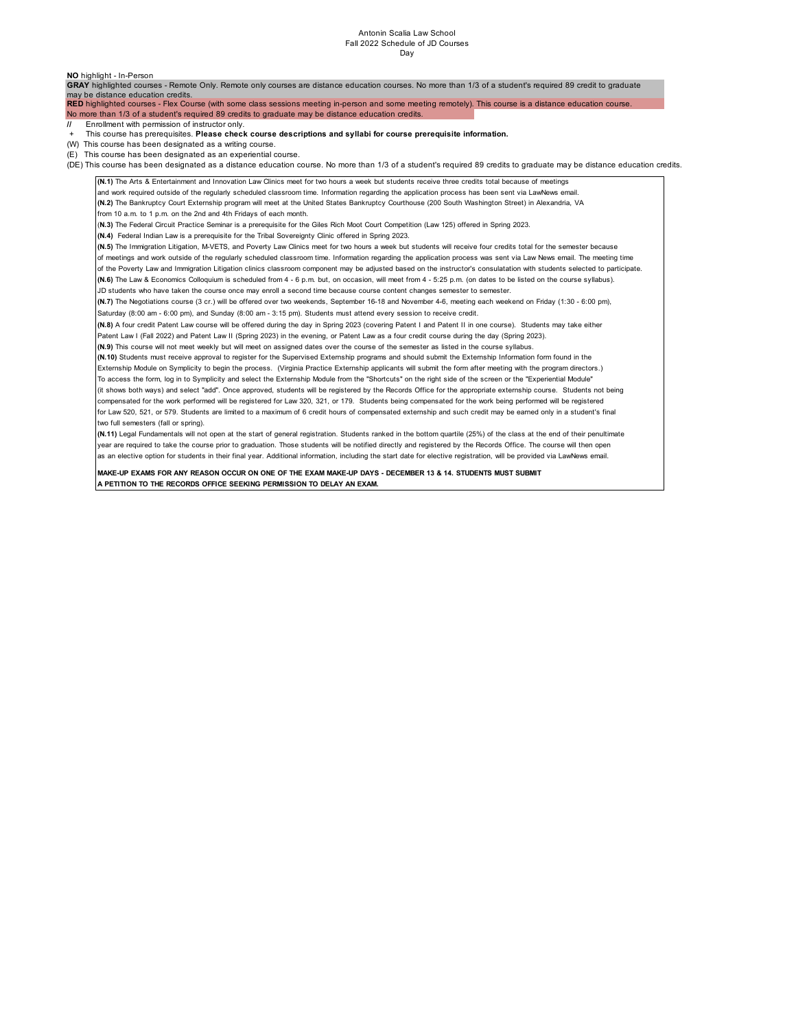Antonin Scalia Law School
Fall 2022 Schedule of JD Courses
Day

**NO** highlight - In-Person

**GRAY** highlighted courses - Remote Only. Remote only courses are distance education courses. No more than 1/3 of a student's required 89 credit to graduate may be distance education credits.

**RED** highlighted courses - Flex Course (with some class sessions meeting in-person and some meeting remotely). This course is a distance education course. No more than 1/3 of a student's required 89 credits to graduate may be distance education credits.

// Enrollment with permission of instructor only.

\+ This course has prerequisites. **Please check course descriptions and syllabi for course prerequisite information.**

(W) This course has been designated as a writing course.

(E) This course has been designated as an experiential course.

(DE) This course has been designated as a distance education course. No more than 1/3 of a student's required 89 credits to graduate may be distance education credits.

**(N.1)** The Arts & Entertainment and Innovation Law Clinics meet for two hours a week but students receive three credits total because of meetings and work required outside of the regularly scheduled classroom time. Information regarding the application process has been sent via LawNews email.

**(N.2)** The Bankruptcy Court Externship program will meet at the United States Bankruptcy Courthouse (200 South Washington Street) in Alexandria, VA from 10 a.m. to 1 p.m. on the 2nd and 4th Fridays of each month.

**(N.3)** The Federal Circuit Practice Seminar is a prerequisite for the Giles Rich Moot Court Competition (Law 125) offered in Spring 2023.

**(N.4)** Federal Indian Law is a prerequisite for the Tribal Sovereignty Clinic offered in Spring 2023.

**(N.5)** The Immigration Litigation, M-VETS, and Poverty Law Clinics meet for two hours a week but students will receive four credits total for the semester because of meetings and work outside of the regularly scheduled classroom time. Information regarding the application process was sent via Law News email. The meeting time of the Poverty Law and Immigration Litigation clinics classroom component may be adjusted based on the instructor's consulatation with students selected to participate.

**(N.6)** The Law & Economics Colloquium is scheduled from 4 - 6 p.m. but, on occasion, will meet from 4 - 5:25 p.m. (on dates to be listed on the course syllabus). JD students who have taken the course once may enroll a second time because course content changes semester to semester.

**(N.7)** The Negotiations course (3 cr.) will be offered over two weekends, September 16-18 and November 4-6, meeting each weekend on Friday (1:30 - 6:00 pm), Saturday (8:00 am - 6:00 pm), and Sunday (8:00 am - 3:15 pm). Students must attend every session to receive credit.

**(N.8)** A four credit Patent Law course will be offered during the day in Spring 2023 (covering Patent I and Patent II in one course). Students may take either Patent Law I (Fall 2022) and Patent Law II (Spring 2023) in the evening, or Patent Law as a four credit course during the day (Spring 2023).

**(N.9)** This course will not meet weekly but will meet on assigned dates over the course of the semester as listed in the course syllabus.

**(N.10)** Students must receive approval to register for the Supervised Externship programs and should submit the Externship Information form found in the Externship Module on Symplicity to begin the process. (Virginia Practice Externship applicants will submit the form after meeting with the program directors.) To access the form, log in to Symplicity and select the Externship Module from the "Shortcuts" on the right side of the screen or the "Experiential Module" (it shows both ways) and select "add". Once approved, students will be registered by the Records Office for the appropriate externship course. Students not being compensated for the work performed will be registered for Law 320, 321, or 179. Students being compensated for the work being performed will be registered for Law 520, 521, or 579. Students are limited to a maximum of 6 credit hours of compensated externship and such credit may be earned only in a student's final two full semesters (fall or spring).

**(N.11)** Legal Fundamentals will not open at the start of general registration. Students ranked in the bottom quartile (25%) of the class at the end of their penultimate year are required to take the course prior to graduation. Those students will be notified directly and registered by the Records Office. The course will then open as an elective option for students in their final year. Additional information, including the start date for elective registration, will be provided via LawNews email.

**MAKE-UP EXAMS FOR ANY REASON OCCUR ON ONE OF THE EXAM MAKE-UP DAYS - DECEMBER 13 & 14. STUDENTS MUST SUBMIT A PETITION TO THE RECORDS OFFICE SEEKING PERMISSION TO DELAY AN EXAM.**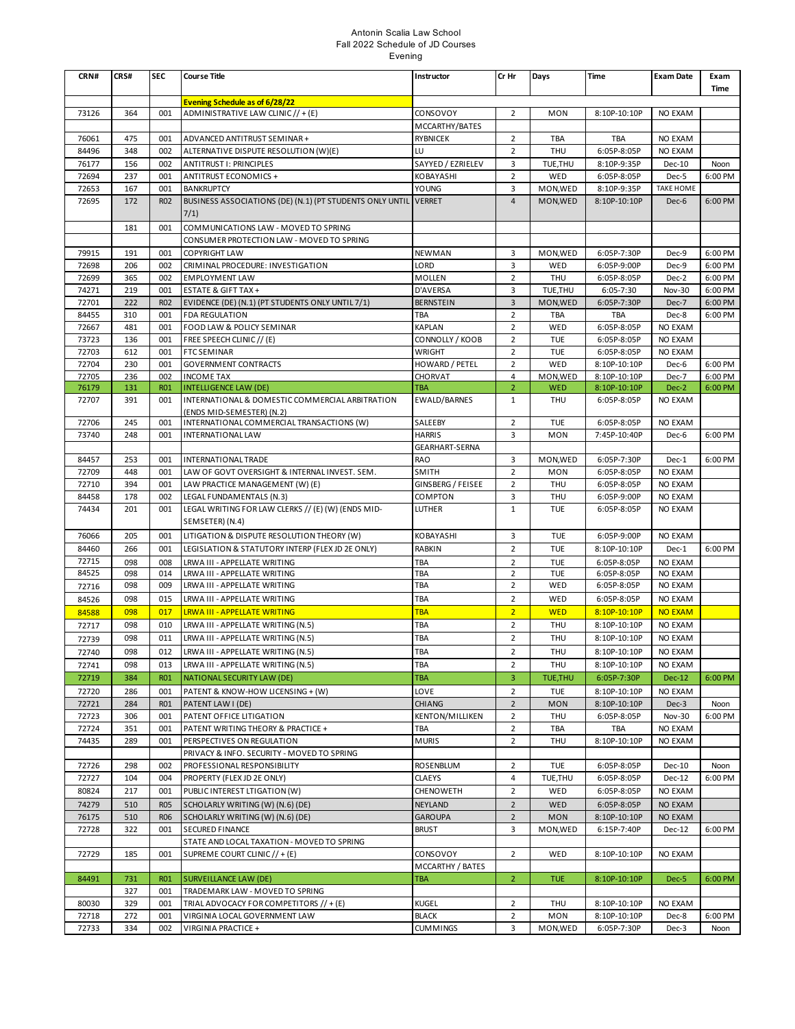Antonin Scalia Law School
Fall 2022 Schedule of JD Courses
Evening

| CRN# | CRS# | SEC | Course Title | Instructor | Cr Hr | Days | Time | Exam Date | Exam Time |
|---|---|---|---|---|---|---|---|---|---|
| | | | **Evening Schedule as of 6/28/22** | | | | | | |
| 73126 | 364 | 001 | ADMINISTRATIVE LAW CLINIC // + (E) | CONSOVOY | 2 | MON | 8:10P-10:10P | NO EXAM | |
| | | | | MCCARTHY/BATES | | | | | |
| 76061 | 475 | 001 | ADVANCED ANTITRUST SEMINAR + | RYBNICEK | 2 | TBA | TBA | NO EXAM | |
| 84496 | 348 | 002 | ALTERNATIVE DISPUTE RESOLUTION (W)(E) | LU | 2 | THU | 6:05P-8:05P | NO EXAM | |
| 76177 | 156 | 002 | ANTITRUST I: PRINCIPLES | SAYYED / EZRIELEV | 3 | TUE,THU | 8:10P-9:35P | Dec-10 | Noon |
| 72694 | 237 | 001 | ANTITRUST ECONOMICS + | KOBAYASHI | 2 | WED | 6:05P-8:05P | Dec-5 | 6:00 PM |
| 72653 | 167 | 001 | BANKRUPTCY | YOUNG | 3 | MON,WED | 8:10P-9:35P | TAKE HOME | |
| 72695 | 172 | R02 | BUSINESS ASSOCIATIONS (DE) (N.1) (PT STUDENTS ONLY UNTIL 7/1) | VERRET | 4 | MON,WED | 8:10P-10:10P | Dec-6 | 6:00 PM |
| | 181 | 001 | COMMUNICATIONS LAW - MOVED TO SPRING | | | | | | |
| | | | CONSUMER PROTECTION LAW - MOVED TO SPRING | | | | | | |
| 79915 | 191 | 001 | COPYRIGHT LAW | NEWMAN | 3 | MON,WED | 6:05P-7:30P | Dec-9 | 6:00 PM |
| 72698 | 206 | 002 | CRIMINAL PROCEDURE: INVESTIGATION | LORD | 3 | WED | 6:05P-9:00P | Dec-9 | 6:00 PM |
| 72699 | 365 | 002 | EMPLOYMENT LAW | MOLLEN | 2 | THU | 6:05P-8:05P | Dec-2 | 6:00 PM |
| 74271 | 219 | 001 | ESTATE & GIFT TAX + | D'AVERSA | 3 | TUE,THU | 6:05-7:30 | Nov-30 | 6:00 PM |
| 72701 | 222 | R02 | EVIDENCE (DE) (N.1) (PT STUDENTS ONLY UNTIL 7/1) | BERNSTEIN | 3 | MON,WED | 6:05P-7:30P | Dec-7 | 6:00 PM |
| 84455 | 310 | 001 | FDA REGULATION | TBA | 2 | TBA | TBA | Dec-8 | 6:00 PM |
| 72667 | 481 | 001 | FOOD LAW & POLICY SEMINAR | KAPLAN | 2 | WED | 6:05P-8:05P | NO EXAM | |
| 73723 | 136 | 001 | FREE SPEECH CLINIC // (E) | CONNOLLY / KOOB | 2 | TUE | 6:05P-8:05P | NO EXAM | |
| 72703 | 612 | 001 | FTC SEMINAR | WRIGHT | 2 | TUE | 6:05P-8:05P | NO EXAM | |
| 72704 | 230 | 001 | GOVERNMENT CONTRACTS | HOWARD / PETEL | 2 | WED | 8:10P-10:10P | Dec-6 | 6:00 PM |
| 72705 | 236 | 002 | INCOME TAX | CHORVAT | 4 | MON,WED | 8:10P-10:10P | Dec-7 | 6:00 PM |
| 76179 | 131 | R01 | INTELLIGENCE LAW (DE) | TBA | 2 | WED | 8:10P-10:10P | Dec-2 | 6:00 PM |
| 72707 | 391 | 001 | INTERNATIONAL & DOMESTIC COMMERCIAL ARBITRATION (ENDS MID-SEMESTER) (N.2) | EWALD/BARNES | 1 | THU | 6:05P-8:05P | NO EXAM | |
| 72706 | 245 | 001 | INTERNATIONAL COMMERCIAL TRANSACTIONS (W) | SALEEBY | 2 | TUE | 6:05P-8:05P | NO EXAM | |
| 73740 | 248 | 001 | INTERNATIONAL LAW | HARRIS | 3 | MON | 7:45P-10:40P | Dec-6 | 6:00 PM |
| | | | | GEARHART-SERNA | | | | | |
| 84457 | 253 | 001 | INTERNATIONAL TRADE | RAO | 3 | MON,WED | 6:05P-7:30P | Dec-1 | 6:00 PM |
| 72709 | 448 | 001 | LAW OF GOVT OVERSIGHT & INTERNAL INVEST. SEM. | SMITH | 2 | MON | 6:05P-8:05P | NO EXAM | |
| 72710 | 394 | 001 | LAW PRACTICE MANAGEMENT (W) (E) | GINSBERG / FEISEE | 2 | THU | 6:05P-8:05P | NO EXAM | |
| 84458 | 178 | 002 | LEGAL FUNDAMENTALS (N.3) | COMPTON | 3 | THU | 6:05P-9:00P | NO EXAM | |
| 74434 | 201 | 001 | LEGAL WRITING FOR LAW CLERKS // (E) (W) (ENDS MID-SEMSETER) (N.4) | LUTHER | 1 | TUE | 6:05P-8:05P | NO EXAM | |
| 76066 | 205 | 001 | LITIGATION & DISPUTE RESOLUTION THEORY (W) | KOBAYASHI | 3 | TUE | 6:05P-9:00P | NO EXAM | |
| 84460 | 266 | 001 | LEGISLATION & STATUTORY INTERP (FLEX JD 2E ONLY) | RABKIN | 2 | TUE | 8:10P-10:10P | Dec-1 | 6:00 PM |
| 72715 | 098 | 008 | LRWA III - APPELLATE WRITING | TBA | 2 | TUE | 6:05P-8:05P | NO EXAM | |
| 84525 | 098 | 014 | LRWA III - APPELLATE WRITING | TBA | 2 | TUE | 6:05P-8:05P | NO EXAM | |
| 72716 | 098 | 009 | LRWA III - APPELLATE WRITING | TBA | 2 | WED | 6:05P-8:05P | NO EXAM | |
| 84526 | 098 | 015 | LRWA III - APPELLATE WRITING | TBA | 2 | WED | 6:05P-8:05P | NO EXAM | |
| 84588 | 098 | 017 | LRWA III - APPELLATE WRITING | TBA | 2 | WED | 8:10P-10:10P | NO EXAM | |
| 72717 | 098 | 010 | LRWA III - APPELLATE WRITING (N.5) | TBA | 2 | THU | 8:10P-10:10P | NO EXAM | |
| 72739 | 098 | 011 | LRWA III - APPELLATE WRITING (N.5) | TBA | 2 | THU | 8:10P-10:10P | NO EXAM | |
| 72740 | 098 | 012 | LRWA III - APPELLATE WRITING (N.5) | TBA | 2 | THU | 8:10P-10:10P | NO EXAM | |
| 72741 | 098 | 013 | LRWA III - APPELLATE WRITING (N.5) | TBA | 2 | THU | 8:10P-10:10P | NO EXAM | |
| 72719 | 384 | R01 | NATIONAL SECURITY LAW (DE) | TBA | 3 | TUE,THU | 6:05P-7:30P | Dec-12 | 6:00 PM |
| 72720 | 286 | 001 | PATENT & KNOW-HOW LICENSING + (W) | LOVE | 2 | TUE | 8:10P-10:10P | NO EXAM | |
| 72721 | 284 | R01 | PATENT LAW I (DE) | CHIANG | 2 | MON | 8:10P-10:10P | Dec-3 | Noon |
| 72723 | 306 | 001 | PATENT OFFICE LITIGATION | KENTON/MILLIKEN | 2 | THU | 6:05P-8:05P | Nov-30 | 6:00 PM |
| 72724 | 351 | 001 | PATENT WRITING THEORY & PRACTICE + | TBA | 2 | TBA | TBA | NO EXAM | |
| 74435 | 289 | 001 | PERSPECTIVES ON REGULATION | MURIS | 2 | THU | 8:10P-10:10P | NO EXAM | |
| | | | PRIVACY & INFO. SECURITY - MOVED TO SPRING | | | | | | |
| 72726 | 298 | 002 | PROFESSIONAL RESPONSIBILITY | ROSENBLUM | 2 | TUE | 6:05P-8:05P | Dec-10 | Noon |
| 72727 | 104 | 004 | PROPERTY (FLEX JD 2E ONLY) | CLAEYS | 4 | TUE,THU | 6:05P-8:05P | Dec-12 | 6:00 PM |
| 80824 | 217 | 001 | PUBLIC INTEREST LTIGATION (W) | CHENOWETH | 2 | WED | 6:05P-8:05P | NO EXAM | |
| 74279 | 510 | R05 | SCHOLARLY WRITING (W) (N.6) (DE) | NEYLAND | 2 | WED | 6:05P-8:05P | NO EXAM | |
| 76175 | 510 | R06 | SCHOLARLY WRITING (W) (N.6) (DE) | GAROUPA | 2 | MON | 8:10P-10:10P | NO EXAM | |
| 72728 | 322 | 001 | SECURED FINANCE | BRUST | 3 | MON,WED | 6:15P-7:40P | Dec-12 | 6:00 PM |
| | | | STATE AND LOCAL TAXATION - MOVED TO SPRING | | | | | | |
| 72729 | 185 | 001 | SUPREME COURT CLINIC // + (E) | CONSOVOY | 2 | WED | 8:10P-10:10P | NO EXAM | |
| | | | | MCCARTHY / BATES | | | | | |
| 84491 | 731 | R01 | SURVEILLANCE LAW (DE) | TBA | 2 | TUE | 8:10P-10:10P | Dec-5 | 6:00 PM |
| | 327 | 001 | TRADEMARK LAW - MOVED TO SPRING | | | | | | |
| 80030 | 329 | 001 | TRIAL ADVOCACY FOR COMPETITORS // + (E) | KUGEL | 2 | THU | 8:10P-10:10P | NO EXAM | |
| 72718 | 272 | 001 | VIRGINIA LOCAL GOVERNMENT LAW | BLACK | 2 | MON | 8:10P-10:10P | Dec-8 | 6:00 PM |
| 72733 | 334 | 002 | VIRGINIA PRACTICE + | CUMMINGS | 3 | MON,WED | 6:05P-7:30P | Dec-3 | Noon |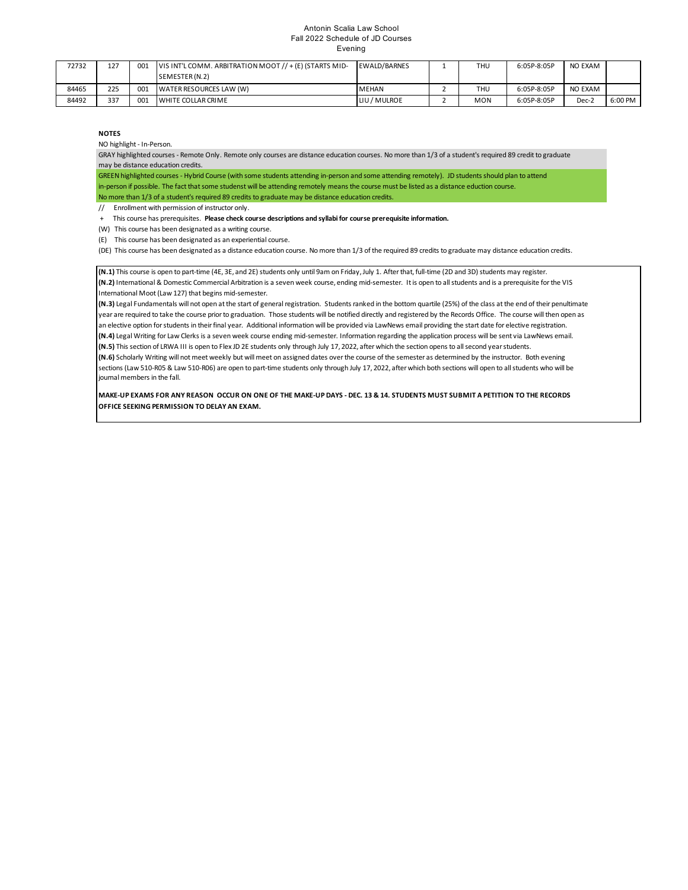Antonin Scalia Law School
Fall 2022 Schedule of JD Courses
Evening

| | | | | | | | | | |
|---|---|---|---|---|---|---|---|---|---|
| 72732 | 127 | 001 | VIS INT'L COMM. ARBITRATION MOOT // + (E) (STARTS MID-SEMESTER (N.2) | EWALD/BARNES | 1 | THU | 6:05P-8:05P | NO EXAM | |
| 84465 | 225 | 001 | WATER RESOURCES LAW (W) | MEHAN | 2 | THU | 6:05P-8:05P | NO EXAM | |
| 84492 | 337 | 001 | WHITE COLLAR CRIME | LIU / MULROE | 2 | MON | 6:05P-8:05P | Dec-2 | 6:00 PM |

**NOTES**

NO highlight - In-Person.

GRAY highlighted courses - Remote Only. Remote only courses are distance education courses. No more than 1/3 of a student's required 89 credit to graduate may be distance education credits.

GREEN highlighted courses - Hybrid Course (with some students attending in-person and some attending remotely). JD students should plan to attend in-person if possible. The fact that some studenst will be attending remotely means the course must be listed as a distance eduction course. No more than 1/3 of a student's required 89 credits to graduate may be distance education credits.

// Enrollment with permission of instructor only.

+ This course has prerequisites. **Please check course descriptions and syllabi for course prerequisite information.**

(W) This course has been designated as a writing course.

(E) This course has been designated as an experiential course.

(DE) This course has been designated as a distance education course. No more than 1/3 of the required 89 credits to graduate may distance education credits.

**(N.1)** This course is open to part-time (4E, 3E, and 2E) students only until 9am on Friday, July 1. After that, full-time (2D and 3D) students may register.

**(N.2)** International & Domestic Commercial Arbitration is a seven week course, ending mid-semester. It is open to all students and is a prerequisite for the VIS International Moot (Law 127) that begins mid-semester.

**(N.3)** Legal Fundamentals will not open at the start of general registration. Students ranked in the bottom quartile (25%) of the class at the end of their penultimate year are required to take the course prior to graduation. Those students will be notified directly and registered by the Records Office. The course will then open as an elective option for students in their final year. Additional information will be provided via LawNews email providing the start date for elective registration.

**(N.4)** Legal Writing for Law Clerks is a seven week course ending mid-semester. Information regarding the application process will be sent via LawNews email.

**(N.5)** This section of LRWA III is open to Flex JD 2E students only through July 17, 2022, after which the section opens to all second year students.

**(N.6)** Scholarly Writing will not meet weekly but will meet on assigned dates over the course of the semester as determined by the instructor. Both evening sections (Law 510-R05 & Law 510-R06) are open to part-time students only through July 17, 2022, after which both sections will open to all students who will be journal members in the fall.

**MAKE-UP EXAMS FOR ANY REASON OCCUR ON ONE OF THE MAKE-UP DAYS - DEC. 13 & 14. STUDENTS MUST SUBMIT A PETITION TO THE RECORDS OFFICE SEEKING PERMISSION TO DELAY AN EXAM.**